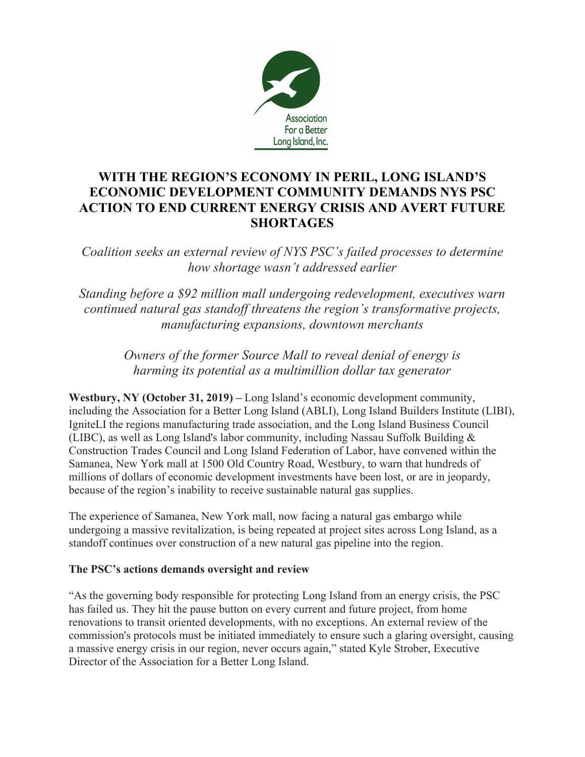Association For a Better Long Island, Inc.

# WITH THE REGION'S ECONOMY IN PERIL, LONG ISLAND'S ECONOMIC DEVELOPMENT COMMUNITY DEMANDS NYS PSC ACTION TO END CURRENT ENERGY CRISIS AND AVERT FUTURE SHORTAGES

*Coalition seeks an external review of NYS PSC's failed processes to determine how shortage wasn't addressed earlier*

*Standing before a $92 million mall undergoing redevelopment, executives warn continued natural gas standoff threatens the region's transformative projects, manufacturing expansions, downtown merchants*

*Owners of the former Source Mall to reveal denial of energy is harming its potential as a multimillion dollar tax generator*

**Westbury, NY (October 31, 2019) –** Long Island's economic development community, including the Association for a Better Long Island (ABLI), Long Island Builders Institute (LIBI), IgniteLI the regions manufacturing trade association, and the Long Island Business Council (LIBC), as well as Long Island's labor community, including Nassau Suffolk Building & Construction Trades Council and Long Island Federation of Labor, have convened within the Samanea, New York mall at 1500 Old Country Road, Westbury, to warn that hundreds of millions of dollars of economic development investments have been lost, or are in jeopardy, because of the region's inability to receive sustainable natural gas supplies.

The experience of Samanea, New York mall, now facing a natural gas embargo while undergoing a massive revitalization, is being repeated at project sites across Long Island, as a standoff continues over construction of a new natural gas pipeline into the region.

**The PSC's actions demands oversight and review**

"As the governing body responsible for protecting Long Island from an energy crisis, the PSC has failed us. They hit the pause button on every current and future project, from home renovations to transit oriented developments, with no exceptions. An external review of the commission's protocols must be initiated immediately to ensure such a glaring oversight, causing a massive energy crisis in our region, never occurs again," stated Kyle Strober, Executive Director of the Association for a Better Long Island.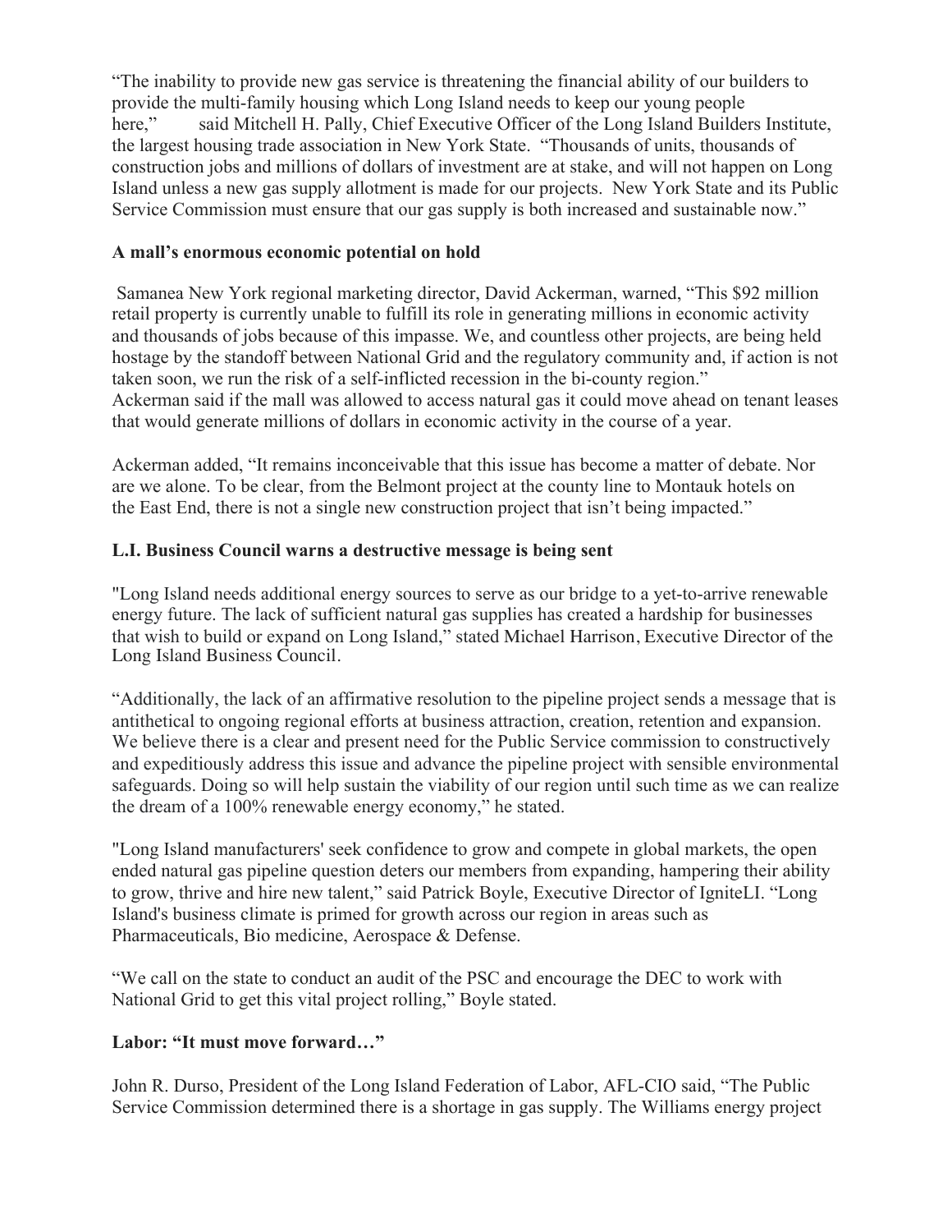"The inability to provide new gas service is threatening the financial ability of our builders to provide the multi-family housing which Long Island needs to keep our young people here," said Mitchell H. Pally, Chief Executive Officer of the Long Island Builders Institute, the largest housing trade association in New York State. "Thousands of units, thousands of construction jobs and millions of dollars of investment are at stake, and will not happen on Long Island unless a new gas supply allotment is made for our projects. New York State and its Public Service Commission must ensure that our gas supply is both increased and sustainable now."

**A mall's enormous economic potential on hold**

Samanea New York regional marketing director, David Ackerman, warned, "This $92 million retail property is currently unable to fulfill its role in generating millions in economic activity and thousands of jobs because of this impasse. We, and countless other projects, are being held hostage by the standoff between National Grid and the regulatory community and, if action is not taken soon, we run the risk of a self-inflicted recession in the bi-county region." Ackerman said if the mall was allowed to access natural gas it could move ahead on tenant leases that would generate millions of dollars in economic activity in the course of a year.

Ackerman added, "It remains inconceivable that this issue has become a matter of debate. Nor are we alone. To be clear, from the Belmont project at the county line to Montauk hotels on the East End, there is not a single new construction project that isn't being impacted."

**L.I. Business Council warns a destructive message is being sent**

"Long Island needs additional energy sources to serve as our bridge to a yet-to-arrive renewable energy future. The lack of sufficient natural gas supplies has created a hardship for businesses that wish to build or expand on Long Island," stated Michael Harrison, Executive Director of the Long Island Business Council.

"Additionally, the lack of an affirmative resolution to the pipeline project sends a message that is antithetical to ongoing regional efforts at business attraction, creation, retention and expansion. We believe there is a clear and present need for the Public Service commission to constructively and expeditiously address this issue and advance the pipeline project with sensible environmental safeguards. Doing so will help sustain the viability of our region until such time as we can realize the dream of a 100% renewable energy economy," he stated.

"Long Island manufacturers' seek confidence to grow and compete in global markets, the open ended natural gas pipeline question deters our members from expanding, hampering their ability to grow, thrive and hire new talent," said Patrick Boyle, Executive Director of IgniteLI. "Long Island's business climate is primed for growth across our region in areas such as Pharmaceuticals, Bio medicine, Aerospace & Defense.

"We call on the state to conduct an audit of the PSC and encourage the DEC to work with National Grid to get this vital project rolling," Boyle stated.

**Labor: "It must move forward…"**

John R. Durso, President of the Long Island Federation of Labor, AFL-CIO said, "The Public Service Commission determined there is a shortage in gas supply. The Williams energy project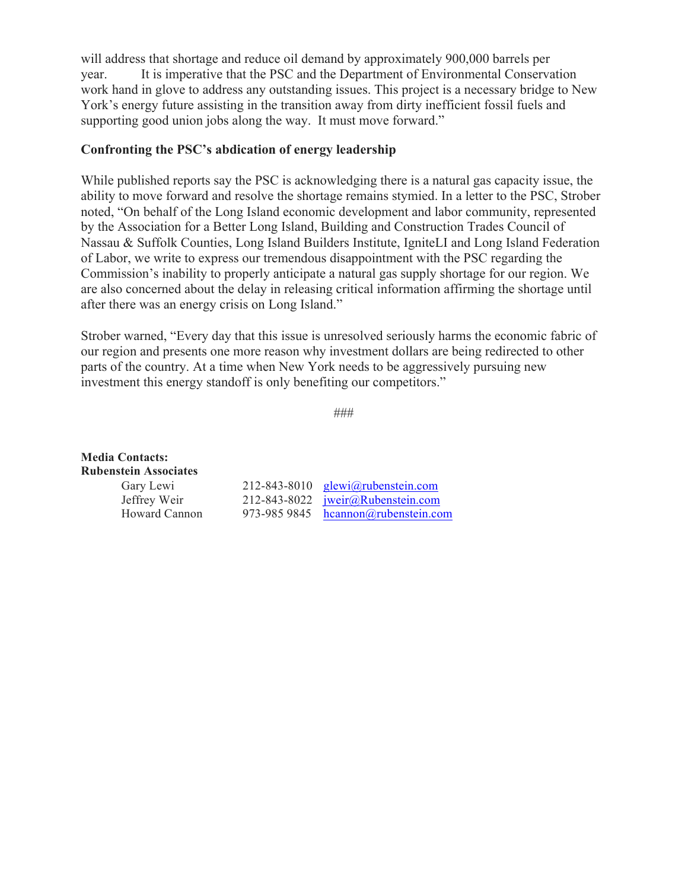will address that shortage and reduce oil demand by approximately 900,000 barrels per year. It is imperative that the PSC and the Department of Environmental Conservation work hand in glove to address any outstanding issues. This project is a necessary bridge to New York's energy future assisting in the transition away from dirty inefficient fossil fuels and supporting good union jobs along the way. It must move forward."

**Confronting the PSC's abdication of energy leadership**

While published reports say the PSC is acknowledging there is a natural gas capacity issue, the ability to move forward and resolve the shortage remains stymied. In a letter to the PSC, Strober noted, "On behalf of the Long Island economic development and labor community, represented by the Association for a Better Long Island, Building and Construction Trades Council of Nassau & Suffolk Counties, Long Island Builders Institute, IgniteLI and Long Island Federation of Labor, we write to express our tremendous disappointment with the PSC regarding the Commission's inability to properly anticipate a natural gas supply shortage for our region. We are also concerned about the delay in releasing critical information affirming the shortage until after there was an energy crisis on Long Island."

Strober warned, "Every day that this issue is unresolved seriously harms the economic fabric of our region and presents one more reason why investment dollars are being redirected to other parts of the country. At a time when New York needs to be aggressively pursuing new investment this energy standoff is only benefiting our competitors."

###

**Media Contacts:**
**Rubenstein Associates**

| | | |
|---|---|---|
| Gary Lewi | 212-843-8010 | glewi@rubenstein.com |
| Jeffrey Weir | 212-843-8022 | jweir@Rubenstein.com |
| Howard Cannon | 973-985 9845 | hcannon@rubenstein.com |